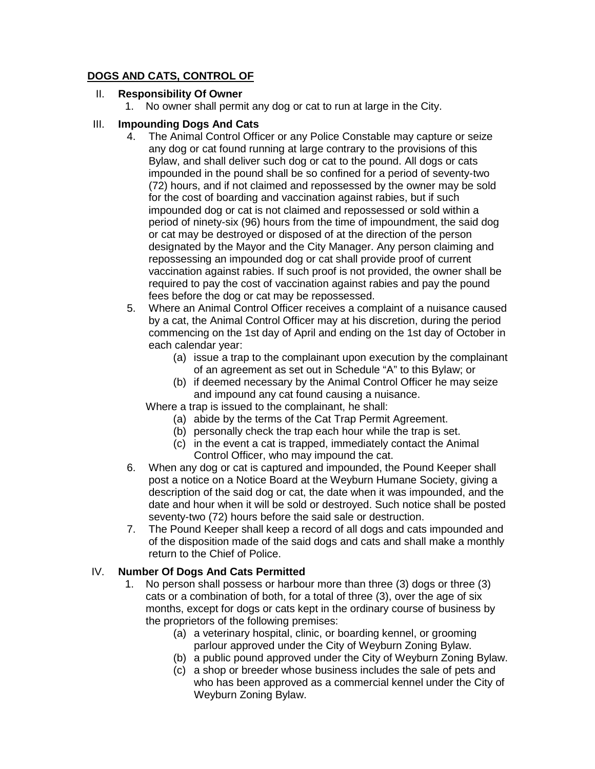# DOGS AND CATS, CONTROL OF

## II. Responsibility Of Owner

1. No owner shall permit any dog or cat to run at large in the City.

## III. Impounding Dogs And Cats

4. The Animal Control Officer or any Police Constable may capture or seize any dog or cat found running at large contrary to the provisions of this Bylaw, and shall deliver such dog or cat to the pound. All dogs or cats impounded in the pound shall be so confined for a period of seventy-two (72) hours, and if not claimed and repossessed by the owner may be sold for the cost of boarding and vaccination against rabies, but if such impounded dog or cat is not claimed and repossessed or sold within a period of ninety-six (96) hours from the time of impoundment, the said dog or cat may be destroyed or disposed of at the direction of the person designated by the Mayor and the City Manager. Any person claiming and repossessing an impounded dog or cat shall provide proof of current vaccination against rabies. If such proof is not provided, the owner shall be required to pay the cost of vaccination against rabies and pay the pound fees before the dog or cat may be repossessed.
5. Where an Animal Control Officer receives a complaint of a nuisance caused by a cat, the Animal Control Officer may at his discretion, during the period commencing on the 1st day of April and ending on the 1st day of October in each calendar year:
   (a) issue a trap to the complainant upon execution by the complainant of an agreement as set out in Schedule "A" to this Bylaw; or
   (b) if deemed necessary by the Animal Control Officer he may seize and impound any cat found causing a nuisance.

   Where a trap is issued to the complainant, he shall:
   (a) abide by the terms of the Cat Trap Permit Agreement.
   (b) personally check the trap each hour while the trap is set.
   (c) in the event a cat is trapped, immediately contact the Animal Control Officer, who may impound the cat.
6. When any dog or cat is captured and impounded, the Pound Keeper shall post a notice on a Notice Board at the Weyburn Humane Society, giving a description of the said dog or cat, the date when it was impounded, and the date and hour when it will be sold or destroyed. Such notice shall be posted seventy-two (72) hours before the said sale or destruction.
7. The Pound Keeper shall keep a record of all dogs and cats impounded and of the disposition made of the said dogs and cats and shall make a monthly return to the Chief of Police.

## IV. Number Of Dogs And Cats Permitted

1. No person shall possess or harbour more than three (3) dogs or three (3) cats or a combination of both, for a total of three (3), over the age of six months, except for dogs or cats kept in the ordinary course of business by the proprietors of the following premises:
   (a) a veterinary hospital, clinic, or boarding kennel, or grooming parlour approved under the City of Weyburn Zoning Bylaw.
   (b) a public pound approved under the City of Weyburn Zoning Bylaw.
   (c) a shop or breeder whose business includes the sale of pets and who has been approved as a commercial kennel under the City of Weyburn Zoning Bylaw.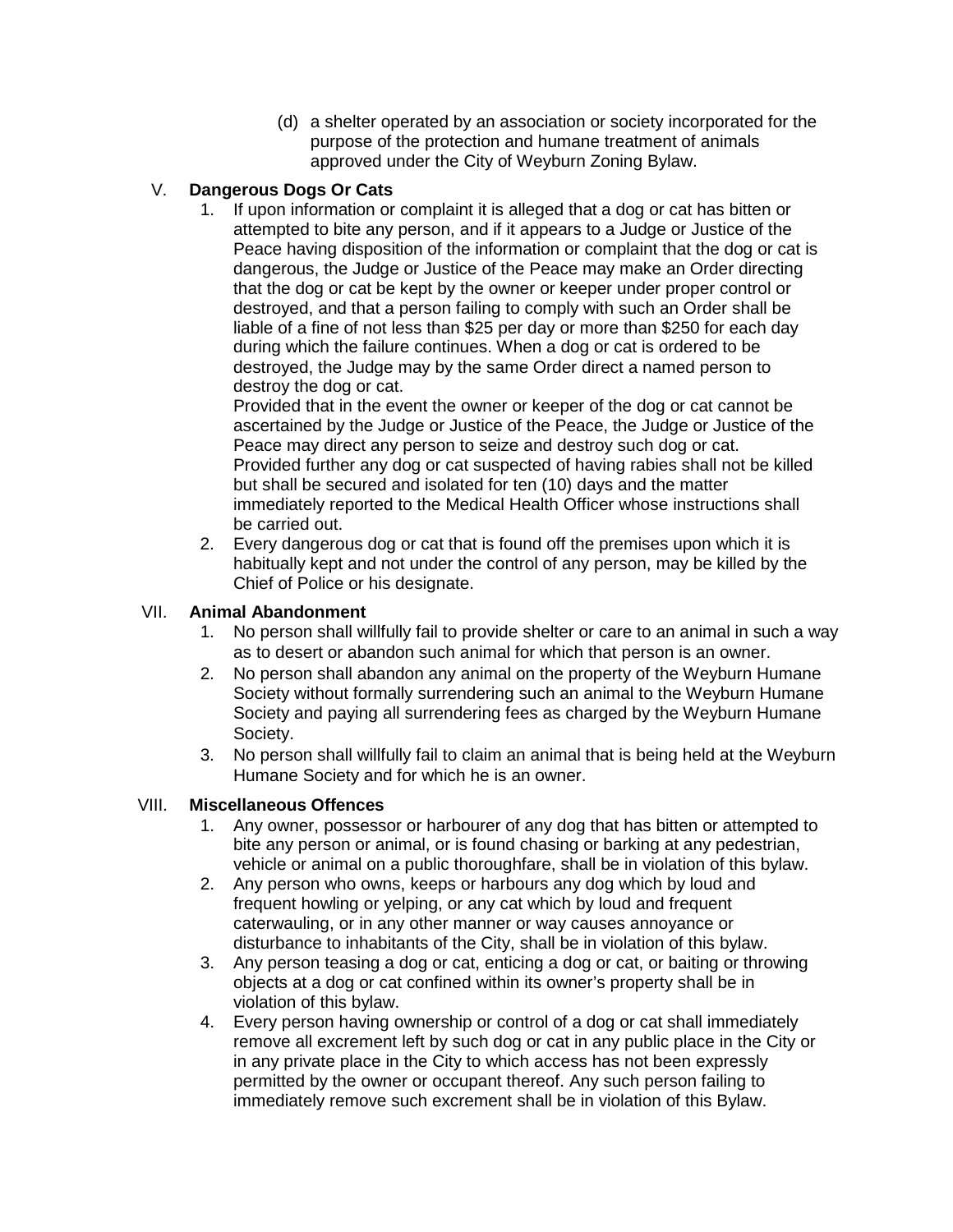(d) a shelter operated by an association or society incorporated for the purpose of the protection and humane treatment of animals approved under the City of Weyburn Zoning Bylaw.

## V. Dangerous Dogs Or Cats

1. If upon information or complaint it is alleged that a dog or cat has bitten or attempted to bite any person, and if it appears to a Judge or Justice of the Peace having disposition of the information or complaint that the dog or cat is dangerous, the Judge or Justice of the Peace may make an Order directing that the dog or cat be kept by the owner or keeper under proper control or destroyed, and that a person failing to comply with such an Order shall be liable of a fine of not less than $25 per day or more than $250 for each day during which the failure continues. When a dog or cat is ordered to be destroyed, the Judge may by the same Order direct a named person to destroy the dog or cat.
   Provided that in the event the owner or keeper of the dog or cat cannot be ascertained by the Judge or Justice of the Peace, the Judge or Justice of the Peace may direct any person to seize and destroy such dog or cat.
   Provided further any dog or cat suspected of having rabies shall not be killed but shall be secured and isolated for ten (10) days and the matter immediately reported to the Medical Health Officer whose instructions shall be carried out.
2. Every dangerous dog or cat that is found off the premises upon which it is habitually kept and not under the control of any person, may be killed by the Chief of Police or his designate.

## VII. Animal Abandonment

1. No person shall willfully fail to provide shelter or care to an animal in such a way as to desert or abandon such animal for which that person is an owner.
2. No person shall abandon any animal on the property of the Weyburn Humane Society without formally surrendering such an animal to the Weyburn Humane Society and paying all surrendering fees as charged by the Weyburn Humane Society.
3. No person shall willfully fail to claim an animal that is being held at the Weyburn Humane Society and for which he is an owner.

## VIII. Miscellaneous Offences

1. Any owner, possessor or harbourer of any dog that has bitten or attempted to bite any person or animal, or is found chasing or barking at any pedestrian, vehicle or animal on a public thoroughfare, shall be in violation of this bylaw.
2. Any person who owns, keeps or harbours any dog which by loud and frequent howling or yelping, or any cat which by loud and frequent caterwauling, or in any other manner or way causes annoyance or disturbance to inhabitants of the City, shall be in violation of this bylaw.
3. Any person teasing a dog or cat, enticing a dog or cat, or baiting or throwing objects at a dog or cat confined within its owner's property shall be in violation of this bylaw.
4. Every person having ownership or control of a dog or cat shall immediately remove all excrement left by such dog or cat in any public place in the City or in any private place in the City to which access has not been expressly permitted by the owner or occupant thereof. Any such person failing to immediately remove such excrement shall be in violation of this Bylaw.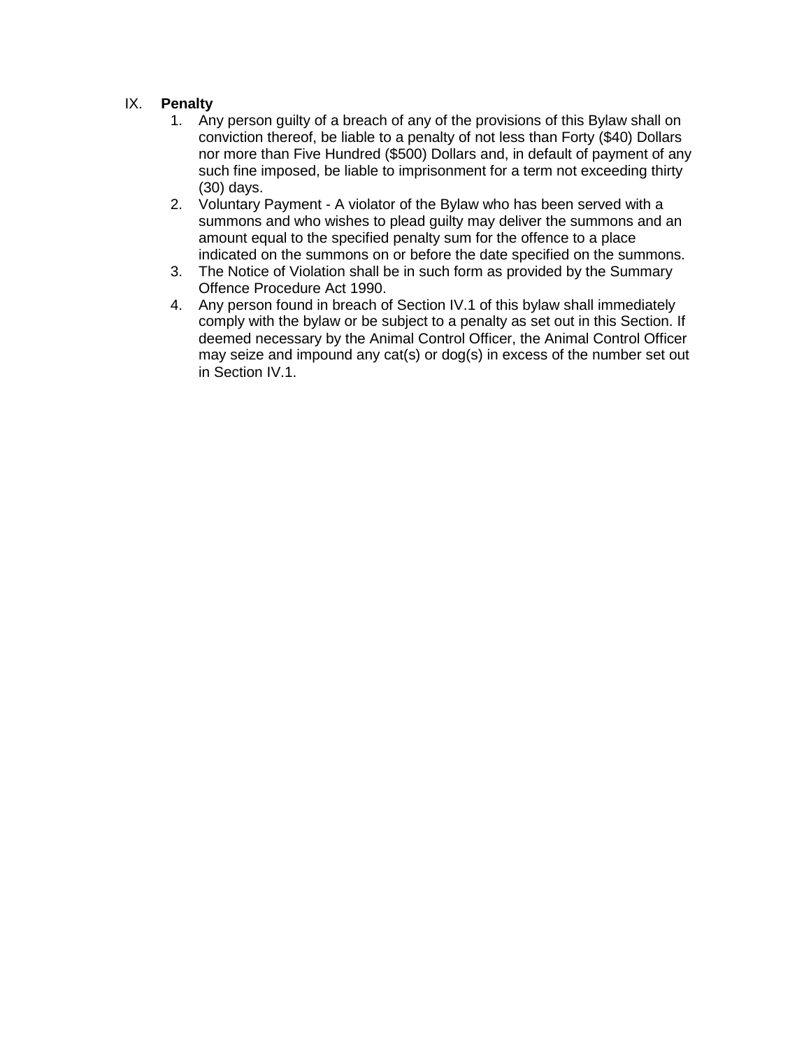## IX. **Penalty**

1. Any person guilty of a breach of any of the provisions of this Bylaw shall on conviction thereof, be liable to a penalty of not less than Forty ($40) Dollars nor more than Five Hundred ($500) Dollars and, in default of payment of any such fine imposed, be liable to imprisonment for a term not exceeding thirty (30) days.
2. Voluntary Payment - A violator of the Bylaw who has been served with a summons and who wishes to plead guilty may deliver the summons and an amount equal to the specified penalty sum for the offence to a place indicated on the summons on or before the date specified on the summons.
3. The Notice of Violation shall be in such form as provided by the Summary Offence Procedure Act 1990.
4. Any person found in breach of Section IV.1 of this bylaw shall immediately comply with the bylaw or be subject to a penalty as set out in this Section. If deemed necessary by the Animal Control Officer, the Animal Control Officer may seize and impound any cat(s) or dog(s) in excess of the number set out in Section IV.1.